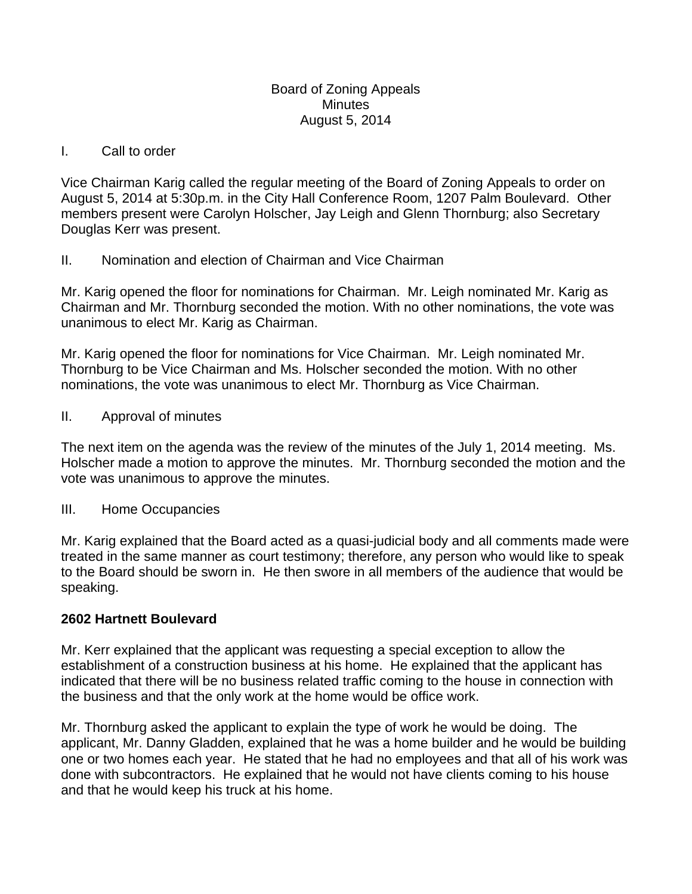# Board of Zoning Appeals
## Minutes
## August 5, 2014

I. Call to order

Vice Chairman Karig called the regular meeting of the Board of Zoning Appeals to order on August 5, 2014 at 5:30p.m. in the City Hall Conference Room, 1207 Palm Boulevard. Other members present were Carolyn Holscher, Jay Leigh and Glenn Thornburg; also Secretary Douglas Kerr was present.

II. Nomination and election of Chairman and Vice Chairman

Mr. Karig opened the floor for nominations for Chairman. Mr. Leigh nominated Mr. Karig as Chairman and Mr. Thornburg seconded the motion. With no other nominations, the vote was unanimous to elect Mr. Karig as Chairman.

Mr. Karig opened the floor for nominations for Vice Chairman. Mr. Leigh nominated Mr. Thornburg to be Vice Chairman and Ms. Holscher seconded the motion. With no other nominations, the vote was unanimous to elect Mr. Thornburg as Vice Chairman.

II. Approval of minutes

The next item on the agenda was the review of the minutes of the July 1, 2014 meeting. Ms. Holscher made a motion to approve the minutes. Mr. Thornburg seconded the motion and the vote was unanimous to approve the minutes.

III. Home Occupancies

Mr. Karig explained that the Board acted as a quasi-judicial body and all comments made were treated in the same manner as court testimony; therefore, any person who would like to speak to the Board should be sworn in. He then swore in all members of the audience that would be speaking.

**2602 Hartnett Boulevard**

Mr. Kerr explained that the applicant was requesting a special exception to allow the establishment of a construction business at his home. He explained that the applicant has indicated that there will be no business related traffic coming to the house in connection with the business and that the only work at the home would be office work.

Mr. Thornburg asked the applicant to explain the type of work he would be doing. The applicant, Mr. Danny Gladden, explained that he was a home builder and he would be building one or two homes each year. He stated that he had no employees and that all of his work was done with subcontractors. He explained that he would not have clients coming to his house and that he would keep his truck at his home.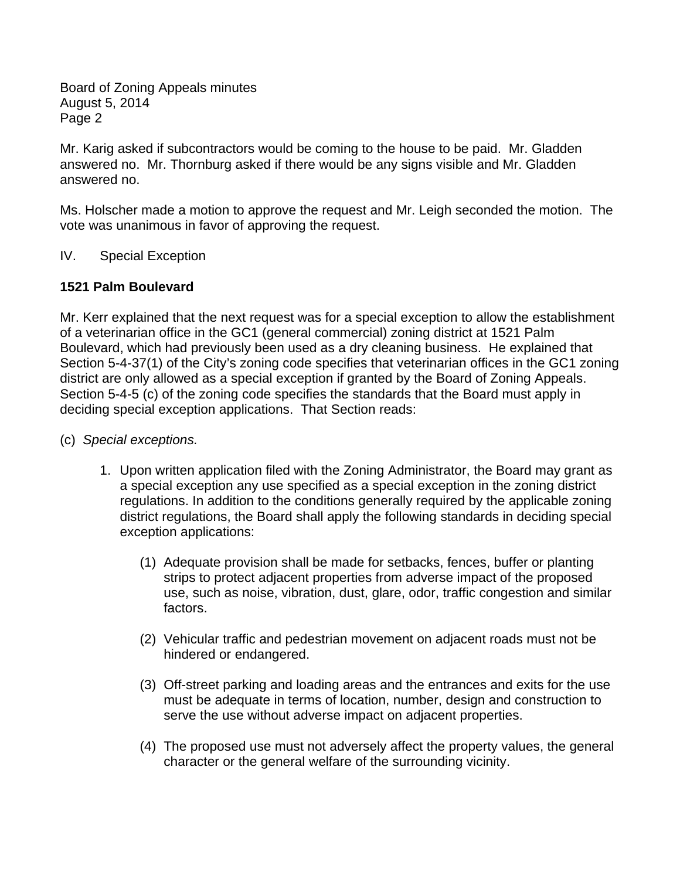Mr. Karig asked if subcontractors would be coming to the house to be paid. Mr. Gladden answered no. Mr. Thornburg asked if there would be any signs visible and Mr. Gladden answered no.

Ms. Holscher made a motion to approve the request and Mr. Leigh seconded the motion. The vote was unanimous in favor of approving the request.

IV. Special Exception

**1521 Palm Boulevard**

Mr. Kerr explained that the next request was for a special exception to allow the establishment of a veterinarian office in the GC1 (general commercial) zoning district at 1521 Palm Boulevard, which had previously been used as a dry cleaning business. He explained that Section 5-4-37(1) of the City's zoning code specifies that veterinarian offices in the GC1 zoning district are only allowed as a special exception if granted by the Board of Zoning Appeals. Section 5-4-5 (c) of the zoning code specifies the standards that the Board must apply in deciding special exception applications. That Section reads:

(c) *Special exceptions.*

1. Upon written application filed with the Zoning Administrator, the Board may grant as a special exception any use specified as a special exception in the zoning district regulations. In addition to the conditions generally required by the applicable zoning district regulations, the Board shall apply the following standards in deciding special exception applications:

   (1) Adequate provision shall be made for setbacks, fences, buffer or planting strips to protect adjacent properties from adverse impact of the proposed use, such as noise, vibration, dust, glare, odor, traffic congestion and similar factors.

   (2) Vehicular traffic and pedestrian movement on adjacent roads must not be hindered or endangered.

   (3) Off-street parking and loading areas and the entrances and exits for the use must be adequate in terms of location, number, design and construction to serve the use without adverse impact on adjacent properties.

   (4) The proposed use must not adversely affect the property values, the general character or the general welfare of the surrounding vicinity.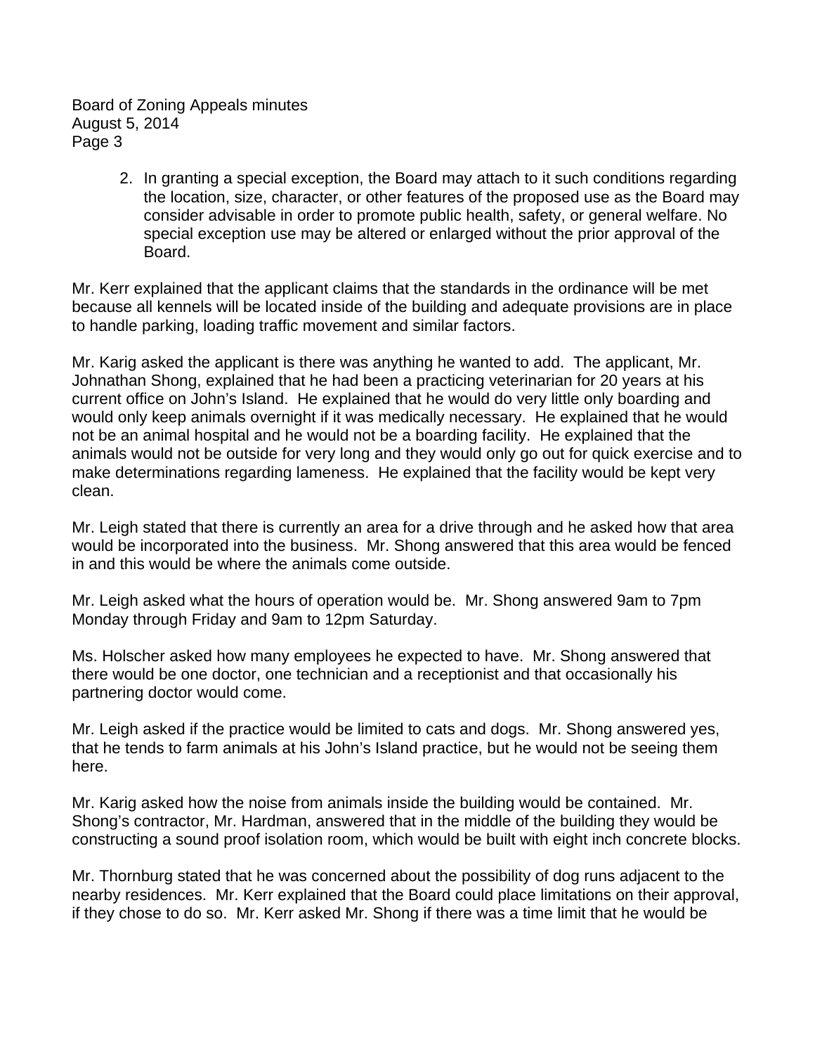2. In granting a special exception, the Board may attach to it such conditions regarding the location, size, character, or other features of the proposed use as the Board may consider advisable in order to promote public health, safety, or general welfare. No special exception use may be altered or enlarged without the prior approval of the Board.

Mr. Kerr explained that the applicant claims that the standards in the ordinance will be met because all kennels will be located inside of the building and adequate provisions are in place to handle parking, loading traffic movement and similar factors.

Mr. Karig asked the applicant is there was anything he wanted to add. The applicant, Mr. Johnathan Shong, explained that he had been a practicing veterinarian for 20 years at his current office on John's Island. He explained that he would do very little only boarding and would only keep animals overnight if it was medically necessary. He explained that he would not be an animal hospital and he would not be a boarding facility. He explained that the animals would not be outside for very long and they would only go out for quick exercise and to make determinations regarding lameness. He explained that the facility would be kept very clean.

Mr. Leigh stated that there is currently an area for a drive through and he asked how that area would be incorporated into the business. Mr. Shong answered that this area would be fenced in and this would be where the animals come outside.

Mr. Leigh asked what the hours of operation would be. Mr. Shong answered 9am to 7pm Monday through Friday and 9am to 12pm Saturday.

Ms. Holscher asked how many employees he expected to have. Mr. Shong answered that there would be one doctor, one technician and a receptionist and that occasionally his partnering doctor would come.

Mr. Leigh asked if the practice would be limited to cats and dogs. Mr. Shong answered yes, that he tends to farm animals at his John's Island practice, but he would not be seeing them here.

Mr. Karig asked how the noise from animals inside the building would be contained. Mr. Shong's contractor, Mr. Hardman, answered that in the middle of the building they would be constructing a sound proof isolation room, which would be built with eight inch concrete blocks.

Mr. Thornburg stated that he was concerned about the possibility of dog runs adjacent to the nearby residences. Mr. Kerr explained that the Board could place limitations on their approval, if they chose to do so. Mr. Kerr asked Mr. Shong if there was a time limit that he would be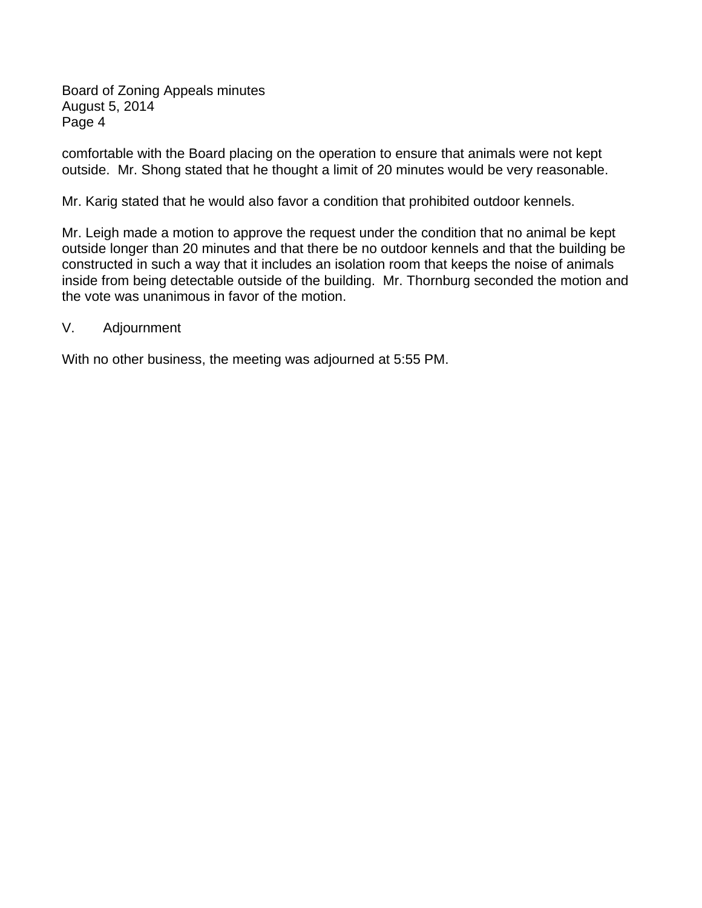comfortable with the Board placing on the operation to ensure that animals were not kept outside. Mr. Shong stated that he thought a limit of 20 minutes would be very reasonable.

Mr. Karig stated that he would also favor a condition that prohibited outdoor kennels.

Mr. Leigh made a motion to approve the request under the condition that no animal be kept outside longer than 20 minutes and that there be no outdoor kennels and that the building be constructed in such a way that it includes an isolation room that keeps the noise of animals inside from being detectable outside of the building. Mr. Thornburg seconded the motion and the vote was unanimous in favor of the motion.

## V. Adjournment

With no other business, the meeting was adjourned at 5:55 PM.